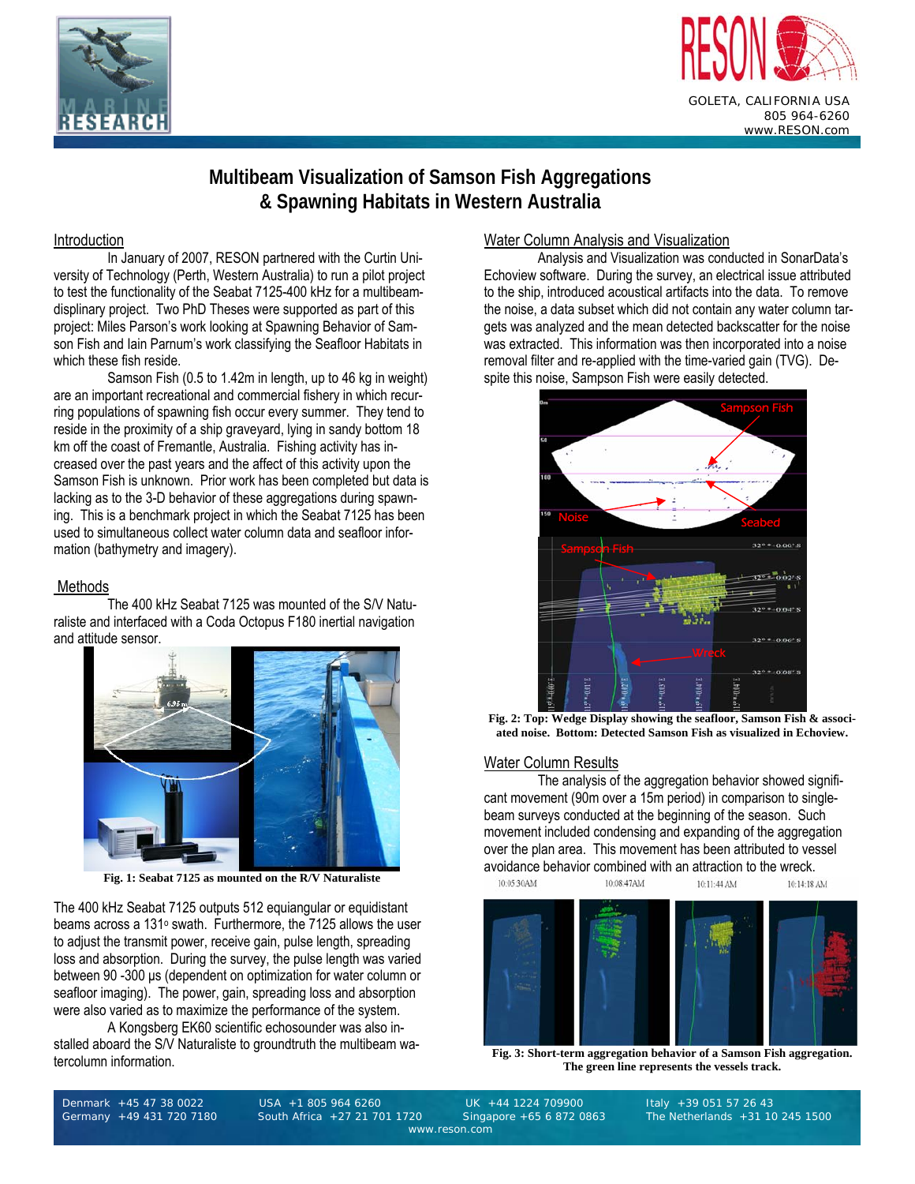# Multibeam Visualization of Samson Fish Aggregations & Spawning Habitats in Western Australia

## Introduction

In January of 2007, RESON partnered with the Curtin University of Technology (Perth, Western Australia) to run a pilot project to test the functionality of the Seabat 7125-400 kHz for a multibeam-displinary project. Two PhD Theses were supported as part of this project: Miles Parson's work looking at Spawning Behavior of Samson Fish and Iain Parnum's work classifying the Seafloor Habitats in which these fish reside.

Samson Fish (0.5 to 1.42m in length, up to 46 kg in weight) are an important recreational and commercial fishery in which recurring populations of spawning fish occur every summer. They tend to reside in the proximity of a ship graveyard, lying in sandy bottom 18 km off the coast of Fremantle, Australia. Fishing activity has increased over the past years and the affect of this activity upon the Samson Fish is unknown. Prior work has been completed but data is lacking as to the 3-D behavior of these aggregations during spawning. This is a benchmark project in which the Seabat 7125 has been used to simultaneous collect water column data and seafloor information (bathymetry and imagery).

## Methods

The 400 kHz Seabat 7125 was mounted of the S/V Naturaliste and interfaced with a Coda Octopus F180 inertial navigation and attitude sensor.

**Fig. 1: Seabat 7125 as mounted on the R/V Naturaliste**

The 400 kHz Seabat 7125 outputs 512 equiangular or equidistant beams across a 131º swath. Furthermore, the 7125 allows the user to adjust the transmit power, receive gain, pulse length, spreading loss and absorption. During the survey, the pulse length was varied between 90 -300 µs (dependent on optimization for water column or seafloor imaging). The power, gain, spreading loss and absorption were also varied as to maximize the performance of the system.

A Kongsberg EK60 scientific echosounder was also installed aboard the S/V Naturaliste to groundtruth the multibeam watercolumn information.

## Water Column Analysis and Visualization

Analysis and Visualization was conducted in SonarData's Echoview software. During the survey, an electrical issue attributed to the ship, introduced acoustical artifacts into the data. To remove the noise, a data subset which did not contain any water column targets was analyzed and the mean detected backscatter for the noise was extracted. This information was then incorporated into a noise removal filter and re-applied with the time-varied gain (TVG). Despite this noise, Sampson Fish were easily detected.

**Fig. 2: Top: Wedge Display showing the seafloor, Samson Fish & associated noise. Bottom: Detected Samson Fish as visualized in Echoview.**

## Water Column Results

The analysis of the aggregation behavior showed significant movement (90m over a 15m period) in comparison to single-beam surveys conducted at the beginning of the season. Such movement included condensing and expanding of the aggregation over the plan area. This movement has been attributed to vessel avoidance behavior combined with an attraction to the wreck.

**Fig. 3: Short-term aggregation behavior of a Samson Fish aggregation. The green line represents the vessels track.**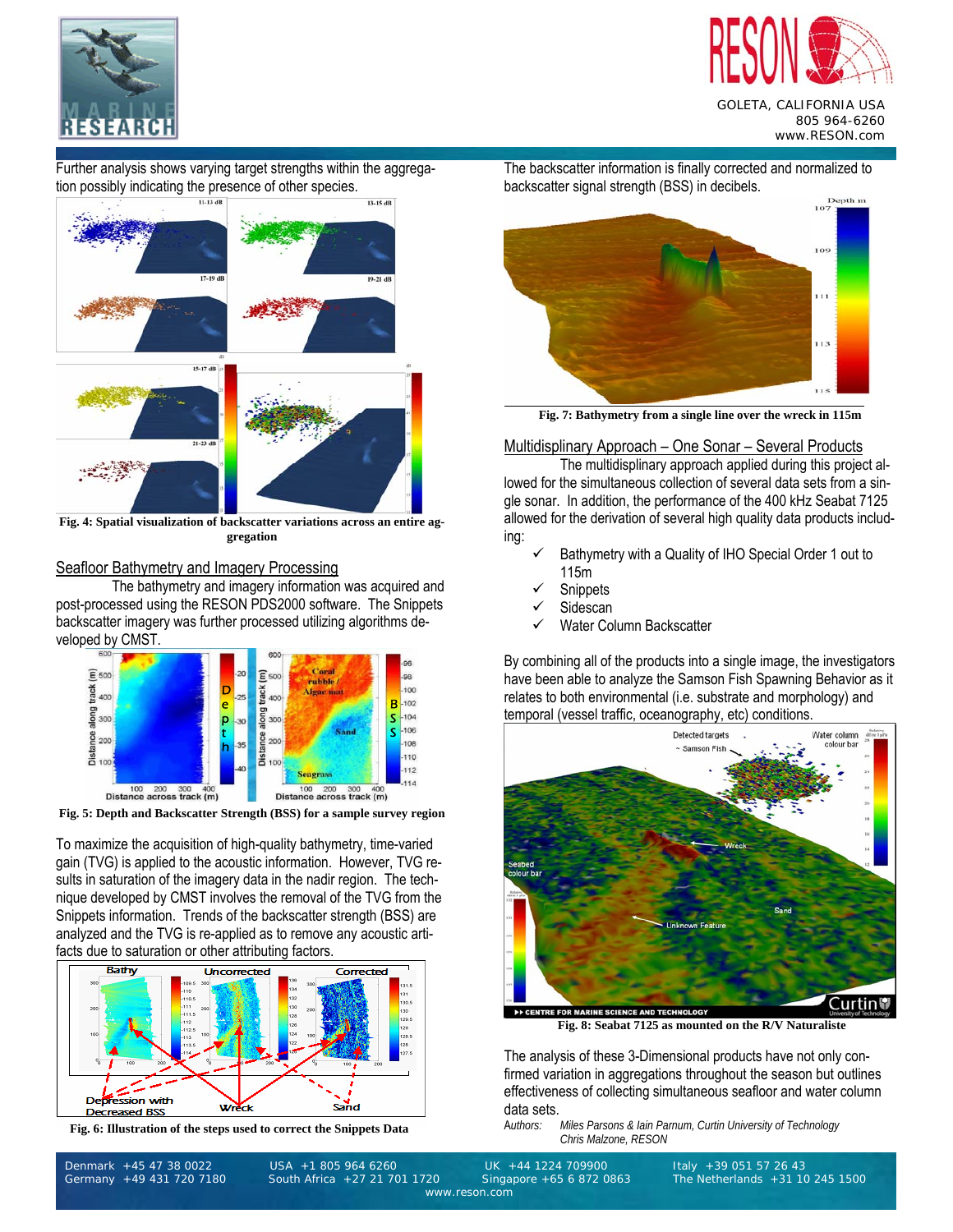Further analysis shows varying target strengths within the aggregation possibly indicating the presence of other species.

11-13 dB
13-15 dB
17-19 dB
19-21 dB
15-17 dB
21-23 dB

**Fig. 4: Spatial visualization of backscatter variations across an entire aggregation**

## Seafloor Bathymetry and Imagery Processing

The bathymetry and imagery information was acquired and post-processed using the RESON PDS2000 software. The Snippets backscatter imagery was further processed utilizing algorithms developed by CMST.

Distance along track (m)
Distance across track (m)
Depth
BSS
Coral rubble / Algae mat
Sand
Seagrass

**Fig. 5: Depth and Backscatter Strength (BSS) for a sample survey region**

To maximize the acquisition of high-quality bathymetry, time-varied gain (TVG) is applied to the acoustic information. However, TVG results in saturation of the imagery data in the nadir region. The technique developed by CMST involves the removal of the TVG from the Snippets information. Trends of the backscatter strength (BSS) are analyzed and the TVG is re-applied as to remove any acoustic artifacts due to saturation or other attributing factors.

Bathy
Uncorrected
Corrected
Depression with Decreased BSS
Wreck
Sand

**Fig. 6: Illustration of the steps used to correct the Snippets Data**

The backscatter information is finally corrected and normalized to backscatter signal strength (BSS) in decibels.

Depth m

**Fig. 7: Bathymetry from a single line over the wreck in 115m**

## Multidisplinary Approach – One Sonar – Several Products

The multidisplinary approach applied during this project allowed for the simultaneous collection of several data sets from a single sonar. In addition, the performance of the 400 kHz Seabat 7125 allowed for the derivation of several high quality data products including:

- ✓ Bathymetry with a Quality of IHO Special Order 1 out to 115m
- ✓ Snippets
- ✓ Sidescan
- ✓ Water Column Backscatter

By combining all of the products into a single image, the investigators have been able to analyze the Samson Fish Spawning Behavior as it relates to both environmental (i.e. substrate and morphology) and temporal (vessel traffic, oceanography, etc) conditions.

Detected targets ~ Samson Fish
Water column colour bar
Seabed colour bar
Wreck
Sand
Unknown Feature
CENTRE FOR MARINE SCIENCE AND TECHNOLOGY
Curtin University of Technology

**Fig. 8: Seabat 7125 as mounted on the R/V Naturaliste**

The analysis of these 3-Dimensional products have not only confirmed variation in aggregations throughout the season but outlines effectiveness of collecting simultaneous seafloor and water column data sets.

*Authors: Miles Parsons & Iain Parnum, Curtin University of Technology*
*Chris Malzone, RESON*